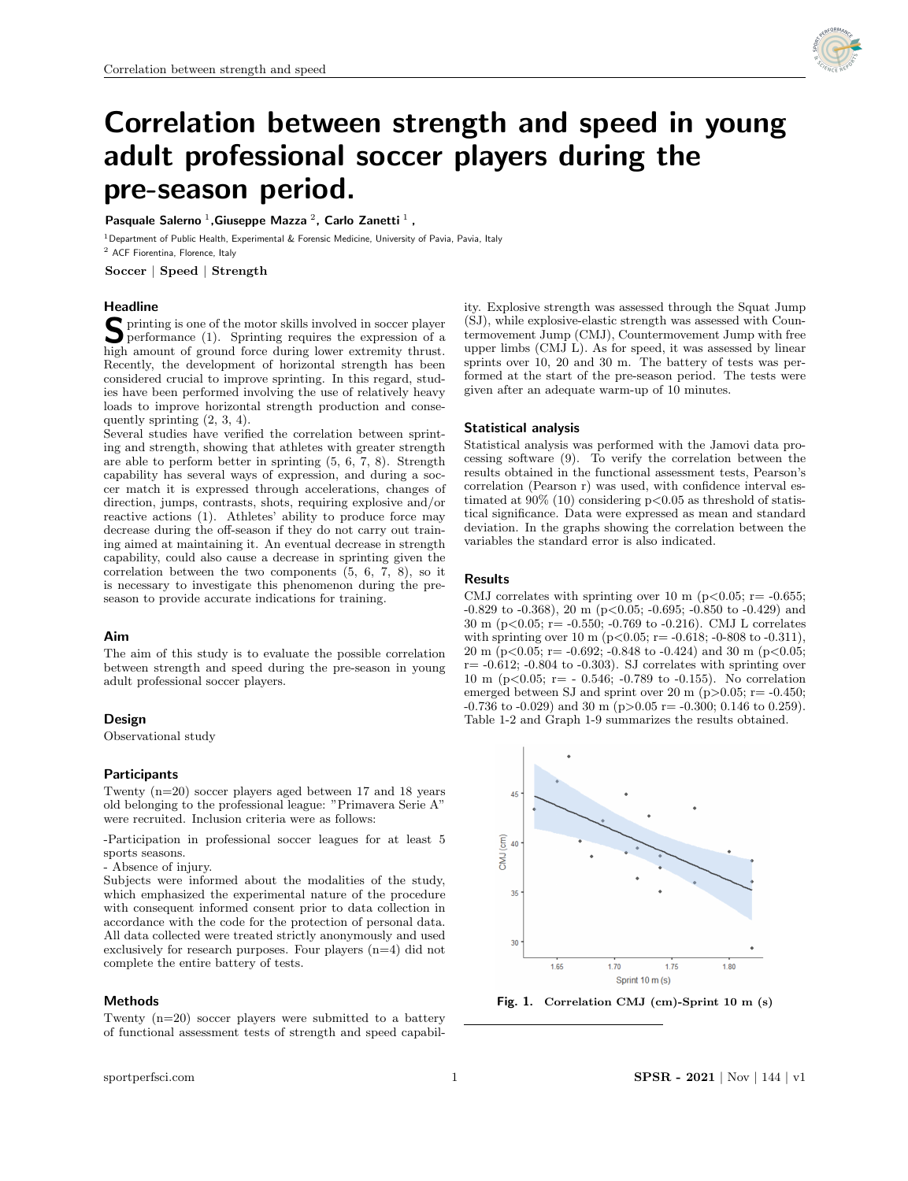# Correlation between strength and speed in young adult professional soccer players during the pre-season period.

**Pasquale Salerno [1], Giuseppe Mazza [2], Carlo Zanetti [1],**

[1] Department of Public Health, Experimental & Forensic Medicine, University of Pavia, Pavia, Italy
[2] ACF Fiorentina, Florence, Italy

**Soccer | Speed | Strength**

## Headline

Sprinting is one of the motor skills involved in soccer player performance (1). Sprinting requires the expression of a high amount of ground force during lower extremity thrust. Recently, the development of horizontal strength has been considered crucial to improve sprinting. In this regard, studies have been performed involving the use of relatively heavy loads to improve horizontal strength production and consequently sprinting (2, 3, 4).

Several studies have verified the correlation between sprinting and strength, showing that athletes with greater strength are able to perform better in sprinting (5, 6, 7, 8). Strength capability has several ways of expression, and during a soccer match it is expressed through accelerations, changes of direction, jumps, contrasts, shots, requiring explosive and/or reactive actions (1). Athletes' ability to produce force may decrease during the off-season if they do not carry out training aimed at maintaining it. An eventual decrease in strength capability, could also cause a decrease in sprinting given the correlation between the two components (5, 6, 7, 8), so it is necessary to investigate this phenomenon during the pre-season to provide accurate indications for training.

## Aim

The aim of this study is to evaluate the possible correlation between strength and speed during the pre-season in young adult professional soccer players.

## Design

Observational study

## Participants

Twenty (n=20) soccer players aged between 17 and 18 years old belonging to the professional league: "Primavera Serie A" were recruited. Inclusion criteria were as follows:

-Participation in professional soccer leagues for at least 5 sports seasons.
- Absence of injury.

Subjects were informed about the modalities of the study, which emphasized the experimental nature of the procedure with consequent informed consent prior to data collection in accordance with the code for the protection of personal data. All data collected were treated strictly anonymously and used exclusively for research purposes. Four players (n=4) did not complete the entire battery of tests.

## Methods

Twenty (n=20) soccer players were submitted to a battery of functional assessment tests of strength and speed capability. Explosive strength was assessed through the Squat Jump (SJ), while explosive-elastic strength was assessed with Countermovement Jump (CMJ), Countermovement Jump with free upper limbs (CMJ L). As for speed, it was assessed by linear sprints over 10, 20 and 30 m. The battery of tests was performed at the start of the pre-season period. The tests were given after an adequate warm-up of 10 minutes.

## Statistical analysis

Statistical analysis was performed with the Jamovi data processing software (9). To verify the correlation between the results obtained in the functional assessment tests, Pearson's correlation (Pearson r) was used, with confidence interval estimated at 90% (10) considering $p<0.05$ as threshold of statistical significance. Data were expressed as mean and standard deviation. In the graphs showing the correlation between the variables the standard error is also indicated.

## Results

CMJ correlates with sprinting over 10 m ($p<0.05$; r= -0.655; -0.829 to -0.368), 20 m ($p<0.05$; -0.695; -0.850 to -0.429) and 30 m ($p<0.05$; r= -0.550; -0.769 to -0.216). CMJ L correlates with sprinting over 10 m ($p<0.05$; r= -0.618; -0-808 to -0.311), 20 m ($p<0.05$; r= -0.692; -0.848 to -0.424) and 30 m ($p<0.05$; r= -0.612; -0.804 to -0.303). SJ correlates with sprinting over 10 m ($p<0.05$; r= - 0.546; -0.789 to -0.155). No correlation emerged between SJ and sprint over 20 m ($p>0.05$; r= -0.450; -0.736 to -0.029) and 30 m ($p>0.05$ r= -0.300; 0.146 to 0.259). Table 1-2 and Graph 1-9 summarizes the results obtained.

**Fig. 1. Correlation CMJ (cm)-Sprint 10 m (s)**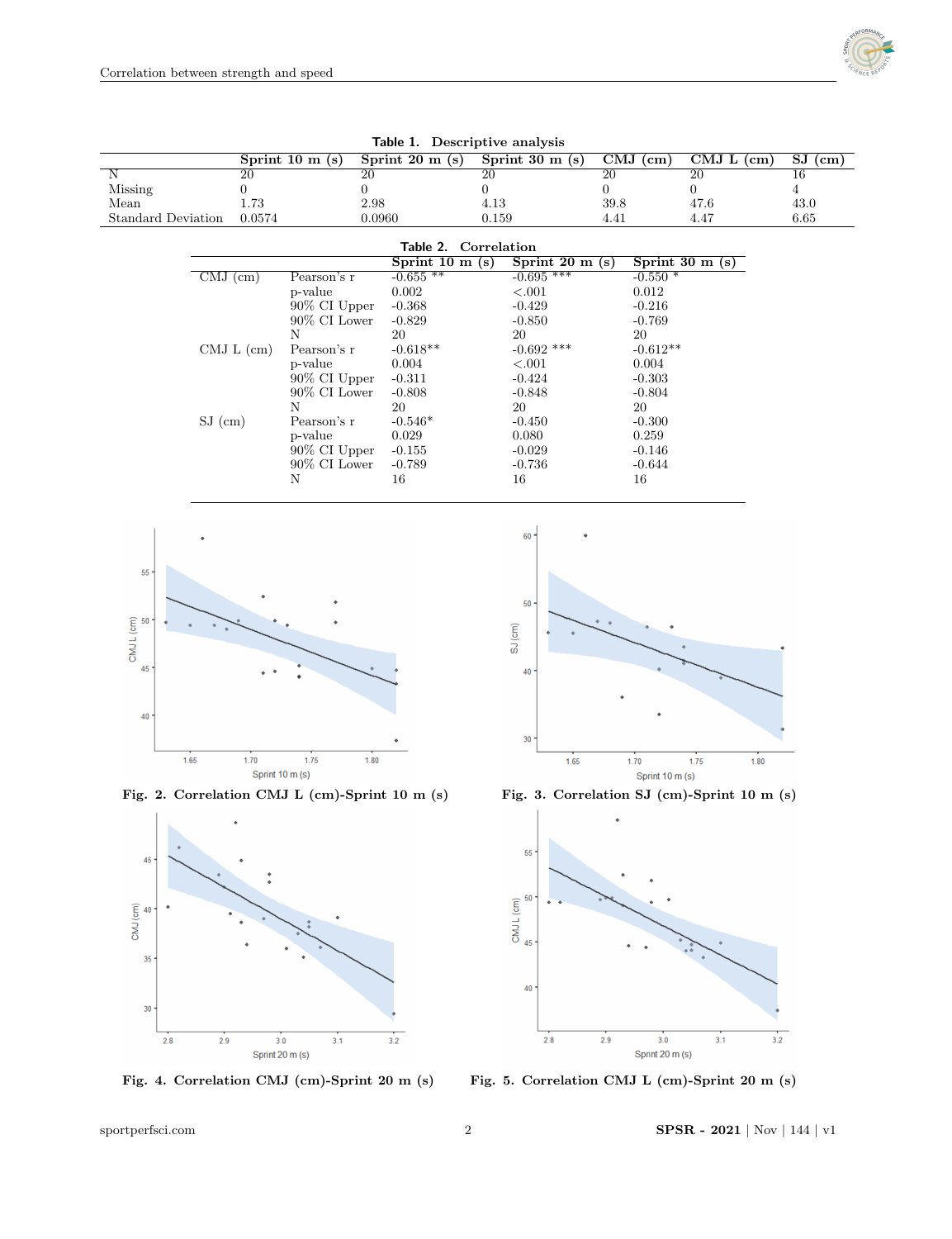**Table 1. Descriptive analysis**

| | Sprint 10 m (s) | Sprint 20 m (s) | Sprint 30 m (s) | CMJ (cm) | CMJ L (cm) | SJ (cm) |
|---|---|---|---|---|---|---|
| N | 20 | 20 | 20 | 20 | 20 | 16 |
| Missing | 0 | 0 | 0 | 0 | 0 | 4 |
| Mean | 1.73 | 2.98 | 4.13 | 39.8 | 47.6 | 43.0 |
| Standard Deviation | 0.0574 | 0.0960 | 0.159 | 4.41 | 4.47 | 6.65 |

**Table 2. Correlation**

| | | Sprint 10 m (s) | Sprint 20 m (s) | Sprint 30 m (s) |
|---|---|---|---|---|
| CMJ (cm) | Pearson's r | -0.655 ** | -0.695 *** | -0.550 * |
| | p-value | 0.002 | <.001 | 0.012 |
| | 90% CI Upper | -0.368 | -0.429 | -0.216 |
| | 90% CI Lower | -0.829 | -0.850 | -0.769 |
| | N | 20 | 20 | 20 |
| CMJ L (cm) | Pearson's r | -0.618** | -0.692 *** | -0.612** |
| | p-value | 0.004 | <.001 | 0.004 |
| | 90% CI Upper | -0.311 | -0.424 | -0.303 |
| | 90% CI Lower | -0.808 | -0.848 | -0.804 |
| | N | 20 | 20 | 20 |
| SJ (cm) | Pearson's r | -0.546* | -0.450 | -0.300 |
| | p-value | 0.029 | 0.080 | 0.259 |
| | 90% CI Upper | -0.155 | -0.029 | -0.146 |
| | 90% CI Lower | -0.789 | -0.736 | -0.644 |
| | N | 16 | 16 | 16 |

**Fig. 2. Correlation CMJ L (cm)-Sprint 10 m (s)**

**Fig. 3. Correlation SJ (cm)-Sprint 10 m (s)**

**Fig. 4. Correlation CMJ (cm)-Sprint 20 m (s)**

**Fig. 5. Correlation CMJ L (cm)-Sprint 20 m (s)**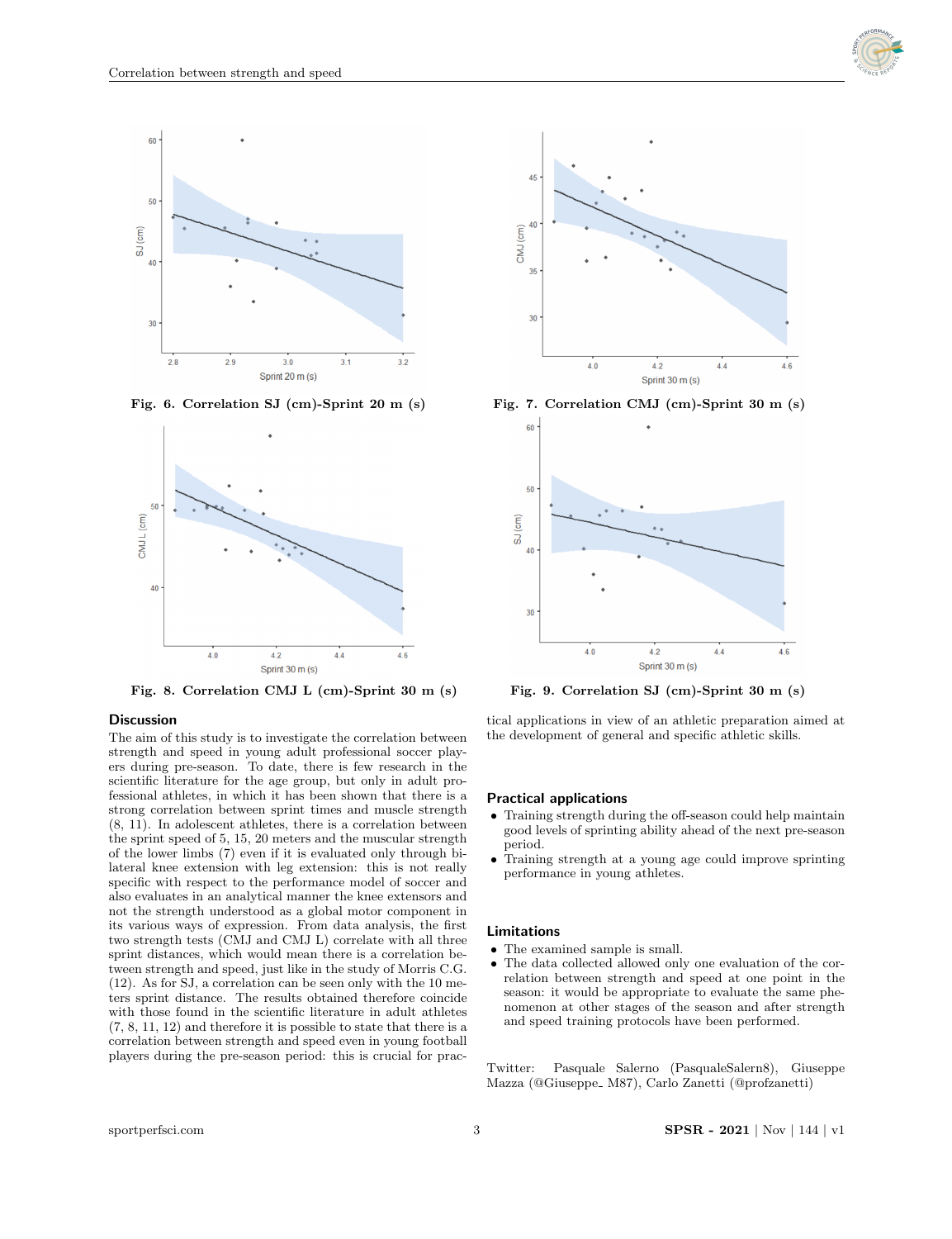Fig. 6. Correlation SJ (cm)-Sprint 20 m (s)

Fig. 7. Correlation CMJ (cm)-Sprint 30 m (s)

Fig. 8. Correlation CMJ L (cm)-Sprint 30 m (s)

Fig. 9. Correlation SJ (cm)-Sprint 30 m (s)

## Discussion

The aim of this study is to investigate the correlation between strength and speed in young adult professional soccer players during pre-season. To date, there is few research in the scientific literature for the age group, but only in adult professional athletes, in which it has been shown that there is a strong correlation between sprint times and muscle strength (8, 11). In adolescent athletes, there is a correlation between the sprint speed of 5, 15, 20 meters and the muscular strength of the lower limbs (7) even if it is evaluated only through bilateral knee extension with leg extension: this is not really specific with respect to the performance model of soccer and also evaluates in an analytical manner the knee extensors and not the strength understood as a global motor component in its various ways of expression. From data analysis, the first two strength tests (CMJ and CMJ L) correlate with all three sprint distances, which would mean there is a correlation between strength and speed, just like in the study of Morris C.G. (12). As for SJ, a correlation can be seen only with the 10 meters sprint distance. The results obtained therefore coincide with those found in the scientific literature in adult athletes (7, 8, 11, 12) and therefore it is possible to state that there is a correlation between strength and speed even in young football players during the pre-season period: this is crucial for practical applications in view of an athletic preparation aimed at the development of general and specific athletic skills.

## Practical applications

- Training strength during the off-season could help maintain good levels of sprinting ability ahead of the next pre-season period.
- Training strength at a young age could improve sprinting performance in young athletes.

## Limitations

- The examined sample is small.
- The data collected allowed only one evaluation of the correlation between strength and speed at one point in the season: it would be appropriate to evaluate the same phenomenon at other stages of the season and after strength and speed training protocols have been performed.

Twitter: Pasquale Salerno (PasqualeSalern8), Giuseppe Mazza (@Giuseppe_ M87), Carlo Zanetti (@profzanetti)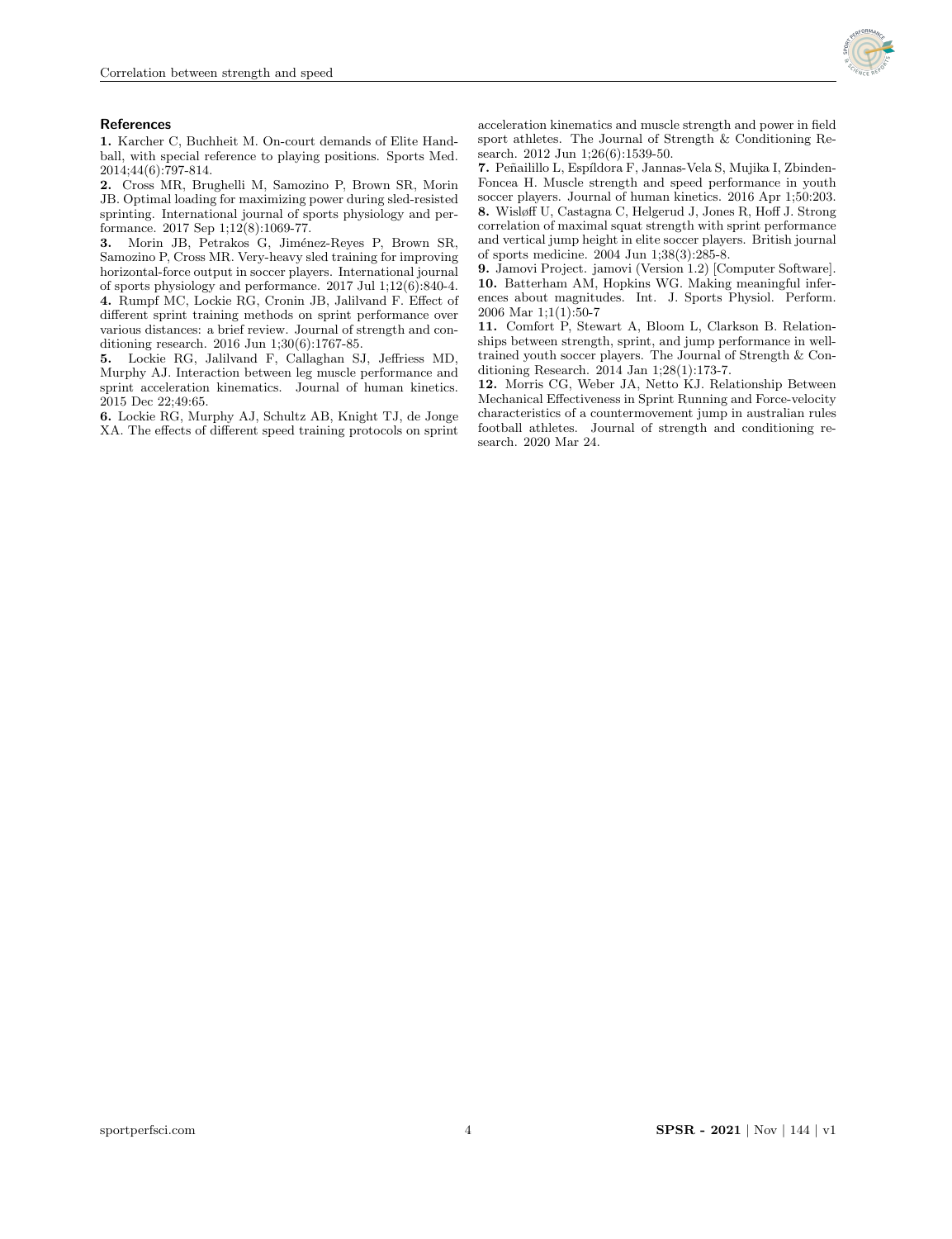## References

**1.** Karcher C, Buchheit M. On-court demands of Elite Handball, with special reference to playing positions. Sports Med. 2014;44(6):797-814.

**2.** Cross MR, Brughelli M, Samozino P, Brown SR, Morin JB. Optimal loading for maximizing power during sled-resisted sprinting. International journal of sports physiology and performance. 2017 Sep 1;12(8):1069-77.

**3.** Morin JB, Petrakos G, Jiménez-Reyes P, Brown SR, Samozino P, Cross MR. Very-heavy sled training for improving horizontal-force output in soccer players. International journal of sports physiology and performance. 2017 Jul 1;12(6):840-4.

**4.** Rumpf MC, Lockie RG, Cronin JB, Jalilvand F. Effect of different sprint training methods on sprint performance over various distances: a brief review. Journal of strength and conditioning research. 2016 Jun 1;30(6):1767-85.

**5.** Lockie RG, Jalilvand F, Callaghan SJ, Jeffriess MD, Murphy AJ. Interaction between leg muscle performance and sprint acceleration kinematics. Journal of human kinetics. 2015 Dec 22;49:65.

**6.** Lockie RG, Murphy AJ, Schultz AB, Knight TJ, de Jonge XA. The effects of different speed training protocols on sprint acceleration kinematics and muscle strength and power in field sport athletes. The Journal of Strength & Conditioning Research. 2012 Jun 1;26(6):1539-50.

**7.** Peñailillo L, Espíldora F, Jannas-Vela S, Mujika I, Zbinden-Foncea H. Muscle strength and speed performance in youth soccer players. Journal of human kinetics. 2016 Apr 1;50:203.

**8.** Wisløff U, Castagna C, Helgerud J, Jones R, Hoff J. Strong correlation of maximal squat strength with sprint performance and vertical jump height in elite soccer players. British journal of sports medicine. 2004 Jun 1;38(3):285-8.

**9.** Jamovi Project. jamovi (Version 1.2) [Computer Software].

**10.** Batterham AM, Hopkins WG. Making meaningful inferences about magnitudes. Int. J. Sports Physiol. Perform. 2006 Mar 1;1(1):50-7

**11.** Comfort P, Stewart A, Bloom L, Clarkson B. Relationships between strength, sprint, and jump performance in well-trained youth soccer players. The Journal of Strength & Conditioning Research. 2014 Jan 1;28(1):173-7.

**12.** Morris CG, Weber JA, Netto KJ. Relationship Between Mechanical Effectiveness in Sprint Running and Force-velocity characteristics of a countermovement jump in australian rules football athletes. Journal of strength and conditioning research. 2020 Mar 24.